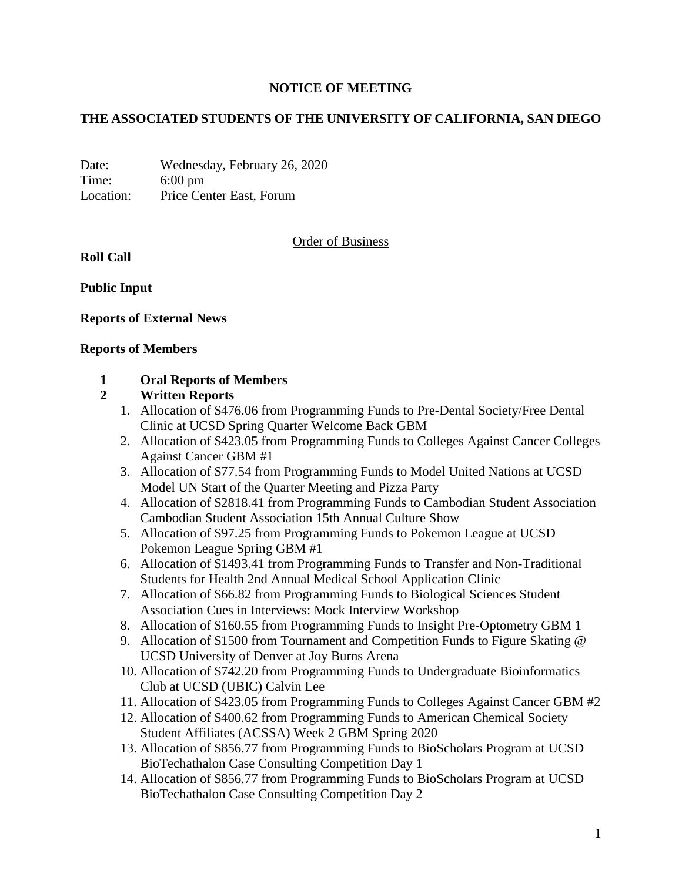# NOTICE OF MEETING

## THE ASSOCIATED STUDENTS OF THE UNIVERSITY OF CALIFORNIA, SAN DIEGO

Date: Wednesday, February 26, 2020
Time: 6:00 pm
Location: Price Center East, Forum

<u>Order of Business</u>

**Roll Call**

**Public Input**

**Reports of External News**

**Reports of Members**

**1 Oral Reports of Members**

**2 Written Reports**

1. Allocation of $476.06 from Programming Funds to Pre-Dental Society/Free Dental Clinic at UCSD Spring Quarter Welcome Back GBM
2. Allocation of $423.05 from Programming Funds to Colleges Against Cancer Colleges Against Cancer GBM #1
3. Allocation of $77.54 from Programming Funds to Model United Nations at UCSD Model UN Start of the Quarter Meeting and Pizza Party
4. Allocation of $2818.41 from Programming Funds to Cambodian Student Association Cambodian Student Association 15th Annual Culture Show
5. Allocation of $97.25 from Programming Funds to Pokemon League at UCSD Pokemon League Spring GBM #1
6. Allocation of $1493.41 from Programming Funds to Transfer and Non-Traditional Students for Health 2nd Annual Medical School Application Clinic
7. Allocation of $66.82 from Programming Funds to Biological Sciences Student Association Cues in Interviews: Mock Interview Workshop
8. Allocation of $160.55 from Programming Funds to Insight Pre-Optometry GBM 1
9. Allocation of $1500 from Tournament and Competition Funds to Figure Skating @ UCSD University of Denver at Joy Burns Arena
10. Allocation of $742.20 from Programming Funds to Undergraduate Bioinformatics Club at UCSD (UBIC) Calvin Lee
11. Allocation of $423.05 from Programming Funds to Colleges Against Cancer GBM #2
12. Allocation of $400.62 from Programming Funds to American Chemical Society Student Affiliates (ACSSA) Week 2 GBM Spring 2020
13. Allocation of $856.77 from Programming Funds to BioScholars Program at UCSD BioTechathalon Case Consulting Competition Day 1
14. Allocation of $856.77 from Programming Funds to BioScholars Program at UCSD BioTechathalon Case Consulting Competition Day 2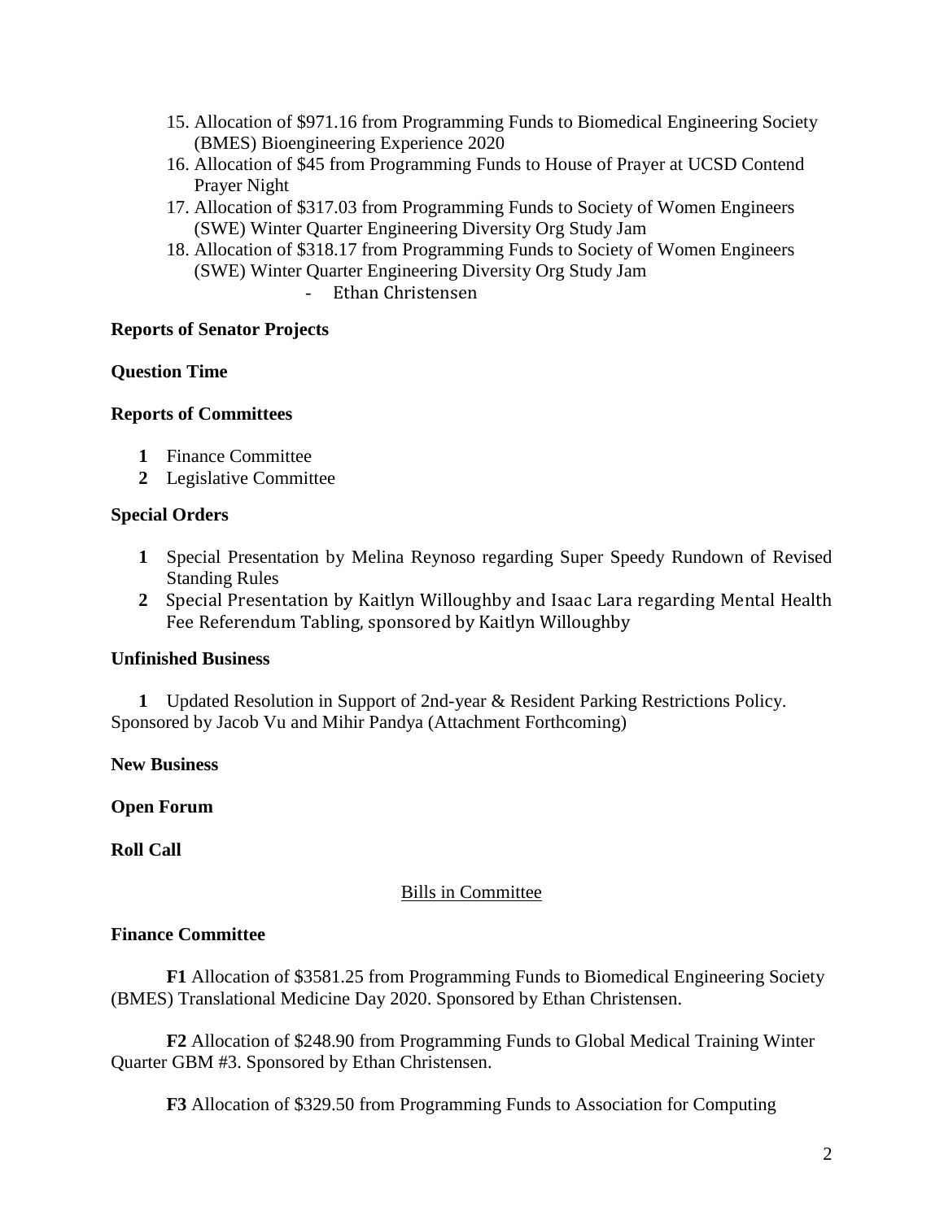15. Allocation of $971.16 from Programming Funds to Biomedical Engineering Society (BMES) Bioengineering Experience 2020
16. Allocation of $45 from Programming Funds to House of Prayer at UCSD Contend Prayer Night
17. Allocation of $317.03 from Programming Funds to Society of Women Engineers (SWE) Winter Quarter Engineering Diversity Org Study Jam
18. Allocation of $318.17 from Programming Funds to Society of Women Engineers (SWE) Winter Quarter Engineering Diversity Org Study Jam
    - Ethan Christensen

**Reports of Senator Projects**

**Question Time**

**Reports of Committees**

1. Finance Committee
2. Legislative Committee

**Special Orders**

1. Special Presentation by Melina Reynoso regarding Super Speedy Rundown of Revised Standing Rules
2. Special Presentation by Kaitlyn Willoughby and Isaac Lara regarding Mental Health Fee Referendum Tabling, sponsored by Kaitlyn Willoughby

**Unfinished Business**

**1** Updated Resolution in Support of 2nd-year & Resident Parking Restrictions Policy. Sponsored by Jacob Vu and Mihir Pandya (Attachment Forthcoming)

**New Business**

**Open Forum**

**Roll Call**

<u>Bills in Committee</u>

**Finance Committee**

**F1** Allocation of $3581.25 from Programming Funds to Biomedical Engineering Society (BMES) Translational Medicine Day 2020. Sponsored by Ethan Christensen.

**F2** Allocation of $248.90 from Programming Funds to Global Medical Training Winter Quarter GBM #3. Sponsored by Ethan Christensen.

**F3** Allocation of $329.50 from Programming Funds to Association for Computing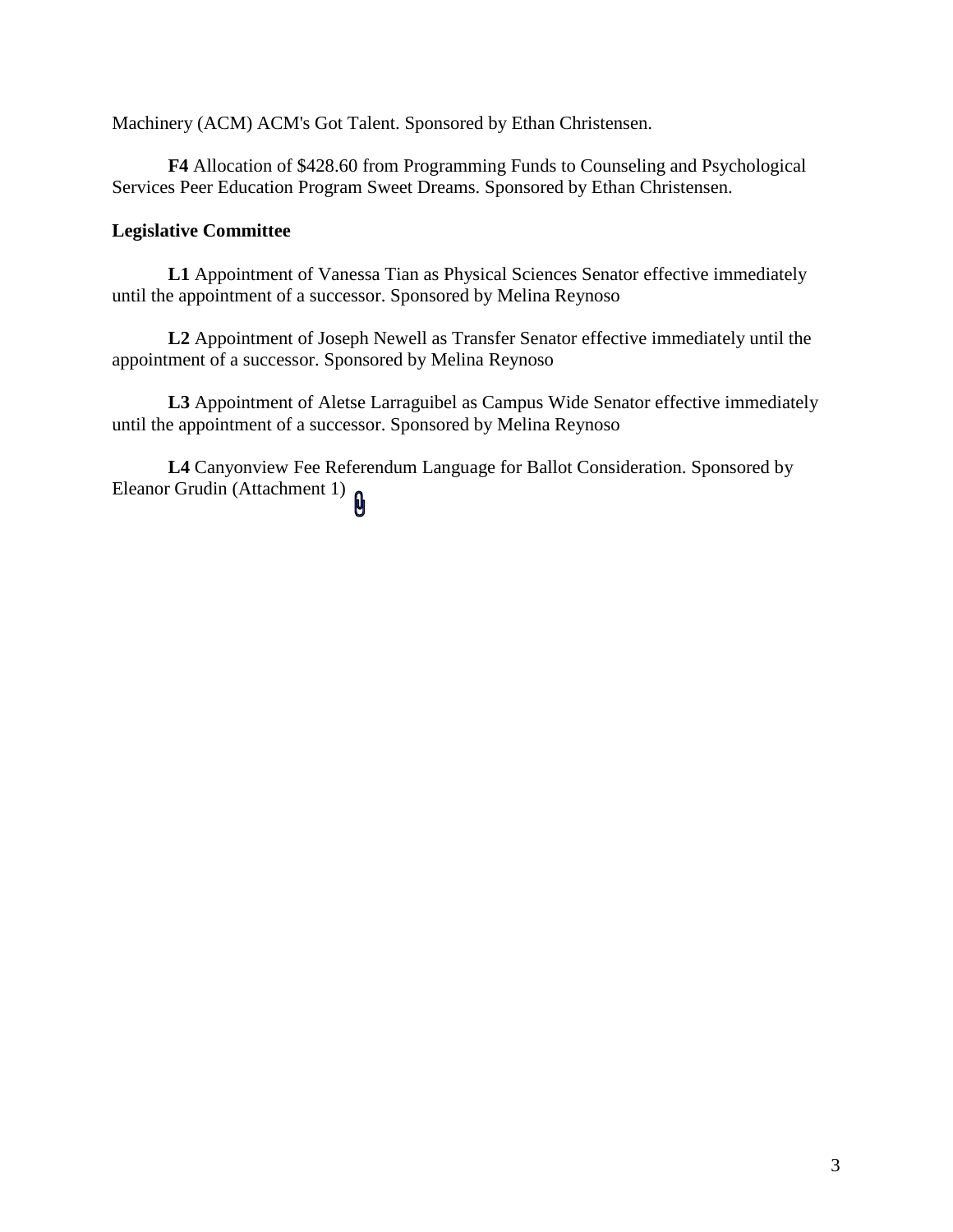Machinery (ACM) ACM's Got Talent. Sponsored by Ethan Christensen.

**F4** Allocation of $428.60 from Programming Funds to Counseling and Psychological Services Peer Education Program Sweet Dreams. Sponsored by Ethan Christensen.

**Legislative Committee**

**L1** Appointment of Vanessa Tian as Physical Sciences Senator effective immediately until the appointment of a successor. Sponsored by Melina Reynoso

**L2** Appointment of Joseph Newell as Transfer Senator effective immediately until the appointment of a successor. Sponsored by Melina Reynoso

**L3** Appointment of Aletse Larraguibel as Campus Wide Senator effective immediately until the appointment of a successor. Sponsored by Melina Reynoso

**L4** Canyonview Fee Referendum Language for Ballot Consideration. Sponsored by Eleanor Grudin (Attachment 1)